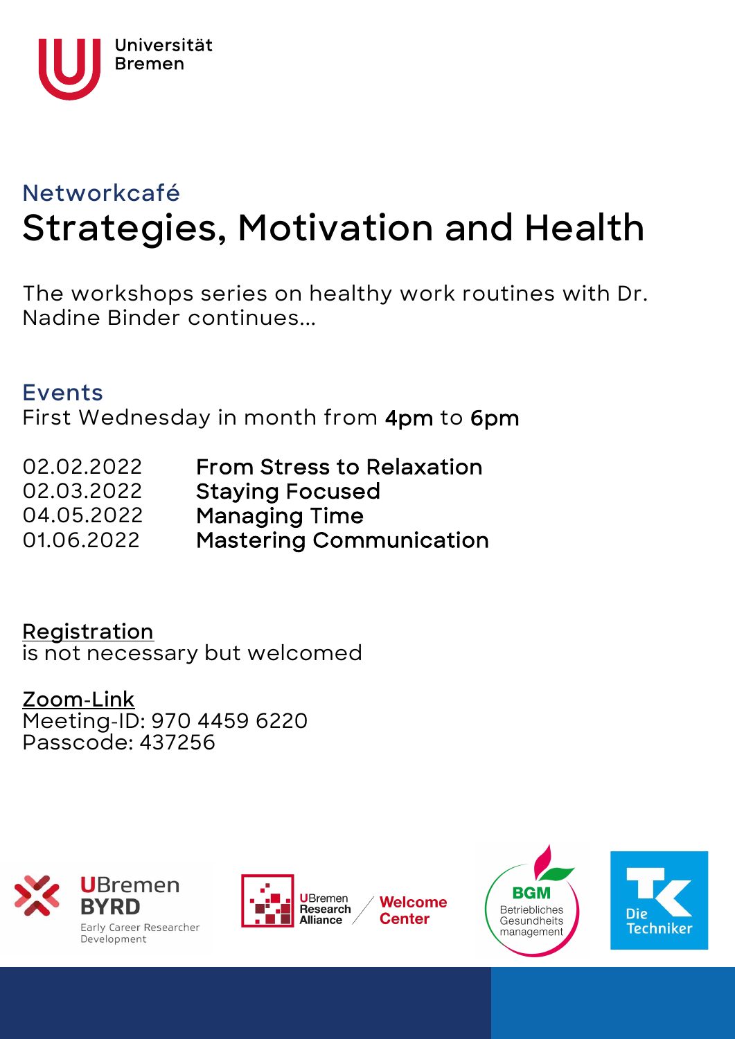Universität Bremen

## Networkcafé

# Strategies, Motivation and Health

The workshops series on healthy work routines with Dr. Nadine Binder continues...

## Events

First Wednesday in month from **4pm** to **6pm**

| | |
|---|---|
| 02.02.2022 | **From Stress to Relaxation** |
| 02.03.2022 | **Staying Focused** |
| 04.05.2022 | **Managing Time** |
| 01.06.2022 | **Mastering Communication** |

Registration
is not necessary but welcomed

Zoom-Link
Meeting-ID: 970 4459 6220
Passcode: 437256

UBremen BYRD Early Career Researcher Development

UBremen Research Alliance / Welcome Center

BGM Betriebliches Gesundheits management

Die Techniker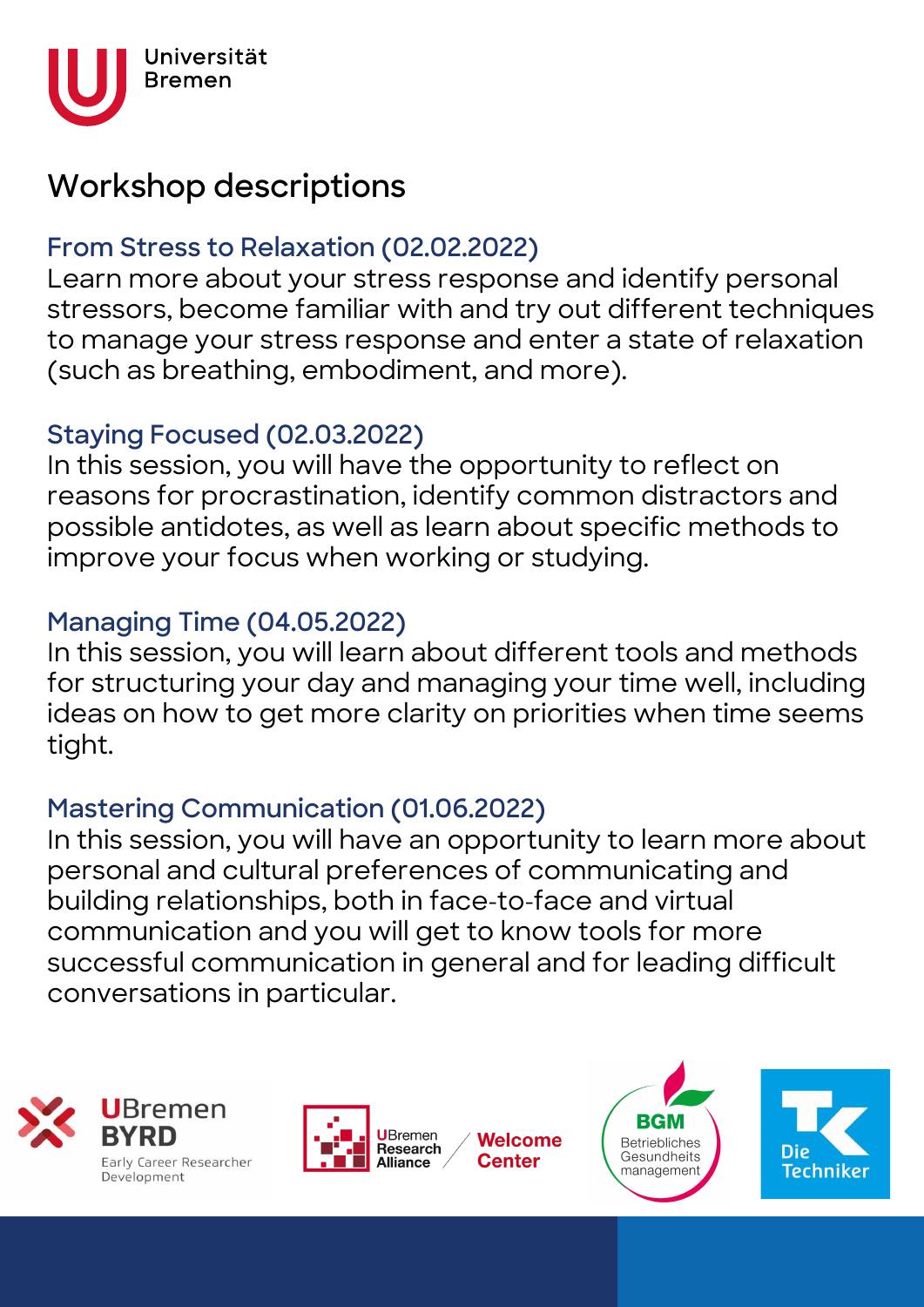# Workshop descriptions

## From Stress to Relaxation (02.02.2022)

Learn more about your stress response and identify personal stressors, become familiar with and try out different techniques to manage your stress response and enter a state of relaxation (such as breathing, embodiment, and more).

## Staying Focused (02.03.2022)

In this session, you will have the opportunity to reflect on reasons for procrastination, identify common distractors and possible antidotes, as well as learn about specific methods to improve your focus when working or studying.

## Managing Time (04.05.2022)

In this session, you will learn about different tools and methods for structuring your day and managing your time well, including ideas on how to get more clarity on priorities when time seems tight.

## Mastering Communication (01.06.2022)

In this session, you will have an opportunity to learn more about personal and cultural preferences of communicating and building relationships, both in face-to-face and virtual communication and you will get to know tools for more successful communication in general and for leading difficult conversations in particular.